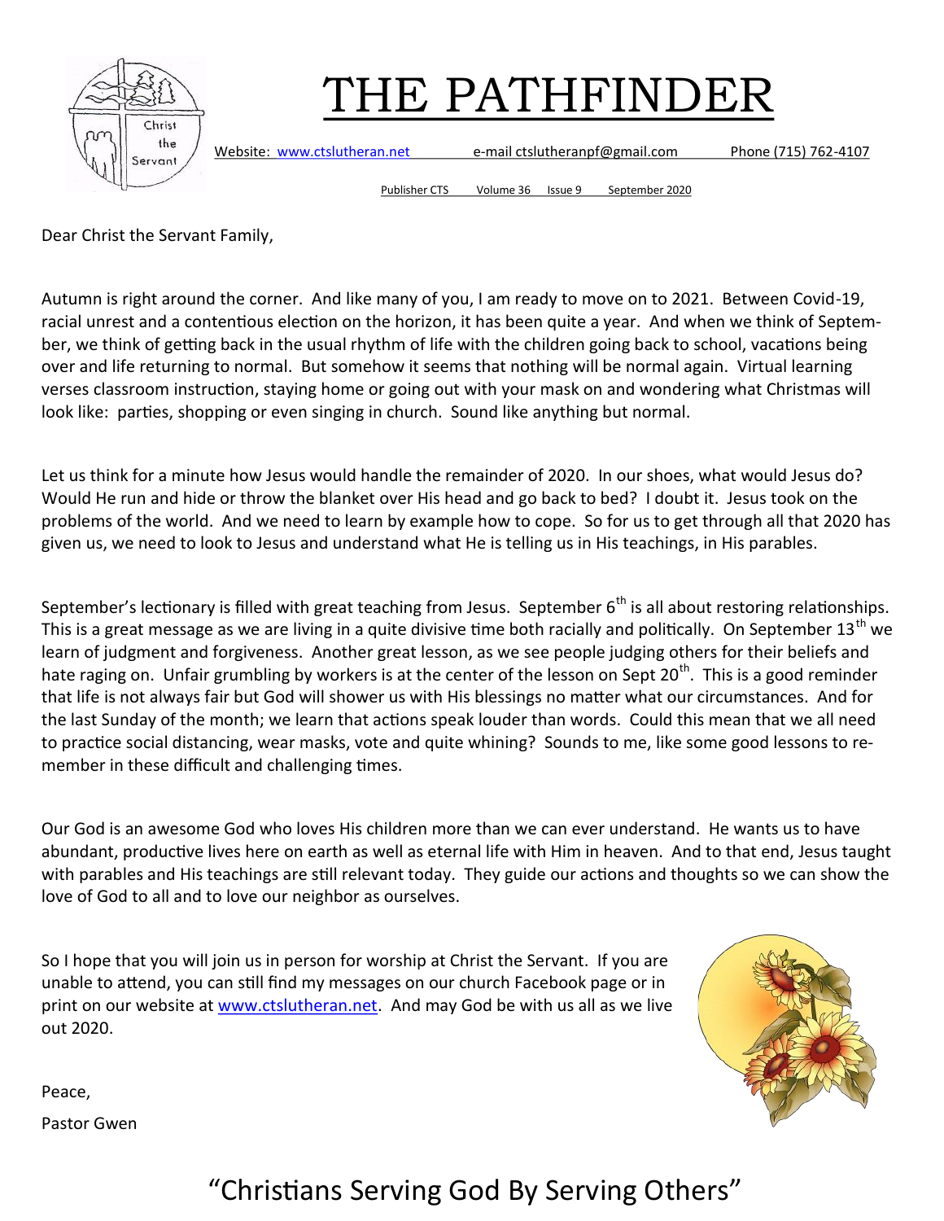# THE PATHFINDER

Website: www.ctslutheran.net e-mail ctslutheranpf@gmail.com Phone (715) 762-4107

Publisher CTS Volume 36 Issue 9 September 2020

Dear Christ the Servant Family,

Autumn is right around the corner. And like many of you, I am ready to move on to 2021. Between Covid-19, racial unrest and a contentious election on the horizon, it has been quite a year. And when we think of September, we think of getting back in the usual rhythm of life with the children going back to school, vacations being over and life returning to normal. But somehow it seems that nothing will be normal again. Virtual learning verses classroom instruction, staying home or going out with your mask on and wondering what Christmas will look like: parties, shopping or even singing in church. Sound like anything but normal.

Let us think for a minute how Jesus would handle the remainder of 2020. In our shoes, what would Jesus do? Would He run and hide or throw the blanket over His head and go back to bed? I doubt it. Jesus took on the problems of the world. And we need to learn by example how to cope. So for us to get through all that 2020 has given us, we need to look to Jesus and understand what He is telling us in His teachings, in His parables.

September's lectionary is filled with great teaching from Jesus. September 6th is all about restoring relationships. This is a great message as we are living in a quite divisive time both racially and politically. On September 13th we learn of judgment and forgiveness. Another great lesson, as we see people judging others for their beliefs and hate raging on. Unfair grumbling by workers is at the center of the lesson on Sept 20th. This is a good reminder that life is not always fair but God will shower us with His blessings no matter what our circumstances. And for the last Sunday of the month; we learn that actions speak louder than words. Could this mean that we all need to practice social distancing, wear masks, vote and quite whining? Sounds to me, like some good lessons to remember in these difficult and challenging times.

Our God is an awesome God who loves His children more than we can ever understand. He wants us to have abundant, productive lives here on earth as well as eternal life with Him in heaven. And to that end, Jesus taught with parables and His teachings are still relevant today. They guide our actions and thoughts so we can show the love of God to all and to love our neighbor as ourselves.

So I hope that you will join us in person for worship at Christ the Servant. If you are unable to attend, you can still find my messages on our church Facebook page or in print on our website at www.ctslutheran.net. And may God be with us all as we live out 2020.

Peace,

Pastor Gwen

"Christians Serving God By Serving Others"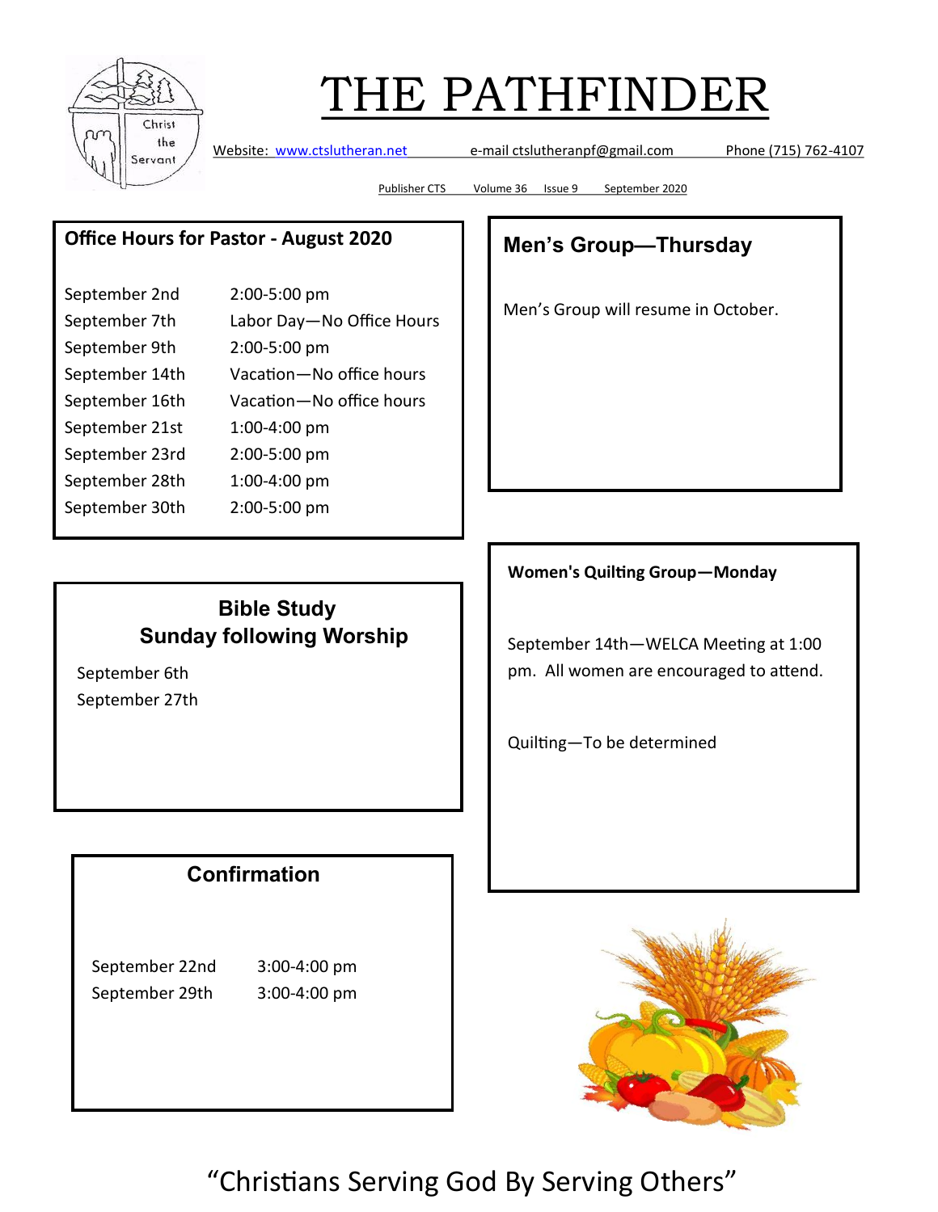# THE PATHFINDER

Website: www.ctslutheran.net e-mail ctslutheranpf@gmail.com Phone (715) 762-4107

Publisher CTS Volume 36 Issue 9 September 2020

## Office Hours for Pastor - August 2020

| | |
|---|---|
| September 2nd | 2:00-5:00 pm |
| September 7th | Labor Day—No Office Hours |
| September 9th | 2:00-5:00 pm |
| September 14th | Vacation—No office hours |
| September 16th | Vacation—No office hours |
| September 21st | 1:00-4:00 pm |
| September 23rd | 2:00-5:00 pm |
| September 28th | 1:00-4:00 pm |
| September 30th | 2:00-5:00 pm |

## Men's Group—Thursday

Men's Group will resume in October.

## Bible Study Sunday following Worship

September 6th
September 27th

## Women's Quilting Group—Monday

September 14th—WELCA Meeting at 1:00 pm. All women are encouraged to attend.

Quilting—To be determined

## Confirmation

| | |
|---|---|
| September 22nd | 3:00-4:00 pm |
| September 29th | 3:00-4:00 pm |

"Christians Serving God By Serving Others"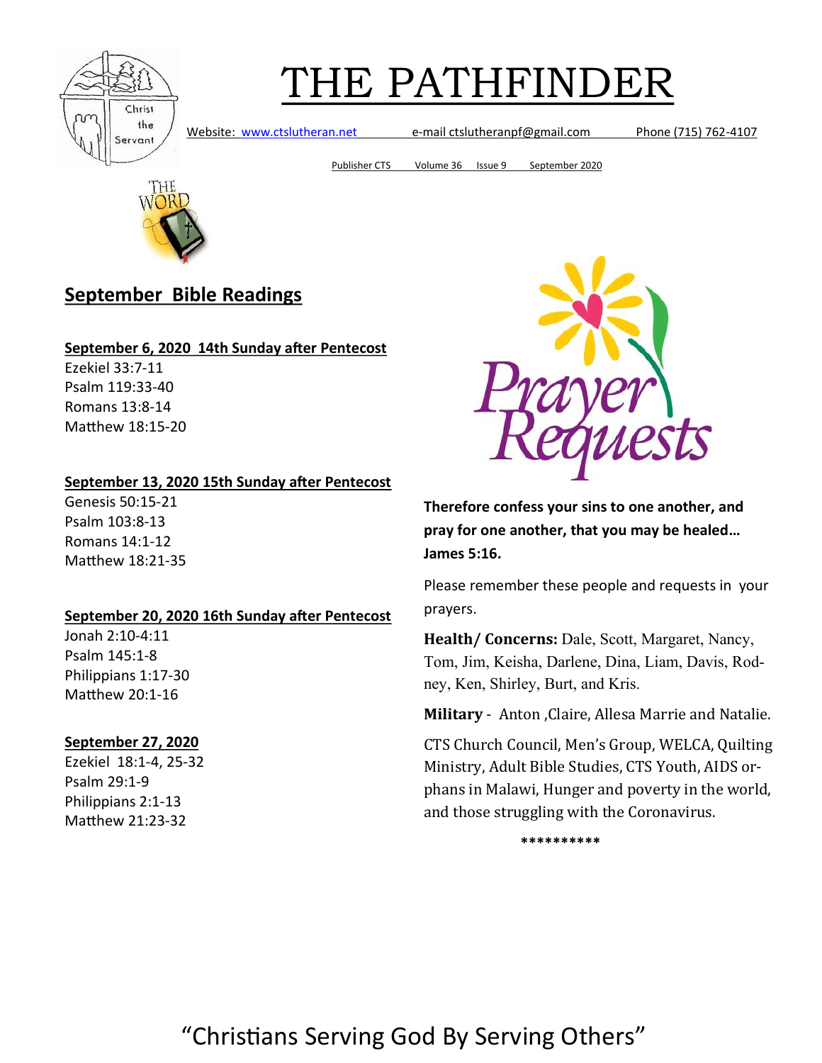# THE PATHFINDER

Website: www.ctslutheran.net e-mail ctslutheranpf@gmail.com Phone (715) 762-4107

Publisher CTS Volume 36 Issue 9 September 2020

## September Bible Readings

**September 6, 2020 14th Sunday after Pentecost**
Ezekiel 33:7-11
Psalm 119:33-40
Romans 13:8-14
Matthew 18:15-20

**September 13, 2020 15th Sunday after Pentecost**
Genesis 50:15-21
Psalm 103:8-13
Romans 14:1-12
Matthew 18:21-35

**September 20, 2020 16th Sunday after Pentecost**
Jonah 2:10-4:11
Psalm 145:1-8
Philippians 1:17-30
Matthew 20:1-16

**September 27, 2020**
Ezekiel 18:1-4, 25-32
Psalm 29:1-9
Philippians 2:1-13
Matthew 21:23-32

## Prayer Requests

**Therefore confess your sins to one another, and pray for one another, that you may be healed… James 5:16.**

Please remember these people and requests in your prayers.

**Health/ Concerns:** Dale, Scott, Margaret, Nancy, Tom, Jim, Keisha, Darlene, Dina, Liam, Davis, Rodney, Ken, Shirley, Burt, and Kris.

**Military** - Anton ,Claire, Allesa Marrie and Natalie.

CTS Church Council, Men's Group, WELCA, Quilting Ministry, Adult Bible Studies, CTS Youth, AIDS orphans in Malawi, Hunger and poverty in the world, and those struggling with the Coronavirus.

**********

"Christians Serving God By Serving Others"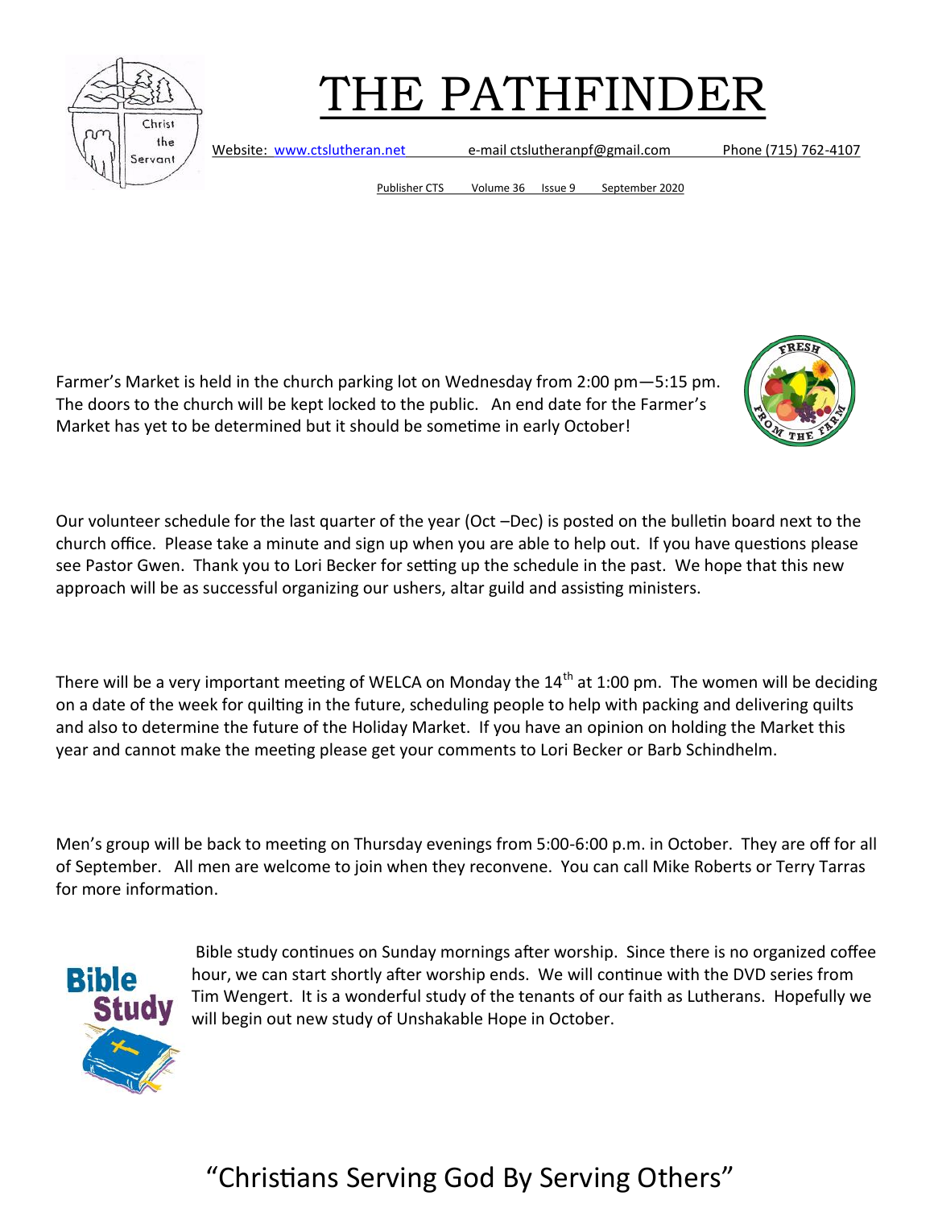# THE PATHFINDER

Website: www.ctslutheran.net e-mail ctslutheranpf@gmail.com Phone (715) 762-4107

Publisher CTS Volume 36 Issue 9 September 2020

Farmer's Market is held in the church parking lot on Wednesday from 2:00 pm—5:15 pm. The doors to the church will be kept locked to the public. An end date for the Farmer's Market has yet to be determined but it should be sometime in early October!

Our volunteer schedule for the last quarter of the year (Oct –Dec) is posted on the bulletin board next to the church office. Please take a minute and sign up when you are able to help out. If you have questions please see Pastor Gwen. Thank you to Lori Becker for setting up the schedule in the past. We hope that this new approach will be as successful organizing our ushers, altar guild and assisting ministers.

There will be a very important meeting of WELCA on Monday the 14th at 1:00 pm. The women will be deciding on a date of the week for quilting in the future, scheduling people to help with packing and delivering quilts and also to determine the future of the Holiday Market. If you have an opinion on holding the Market this year and cannot make the meeting please get your comments to Lori Becker or Barb Schindhelm.

Men's group will be back to meeting on Thursday evenings from 5:00-6:00 p.m. in October. They are off for all of September. All men are welcome to join when they reconvene. You can call Mike Roberts or Terry Tarras for more information.

Bible study continues on Sunday mornings after worship. Since there is no organized coffee hour, we can start shortly after worship ends. We will continue with the DVD series from Tim Wengert. It is a wonderful study of the tenants of our faith as Lutherans. Hopefully we will begin out new study of Unshakable Hope in October.

"Christians Serving God By Serving Others"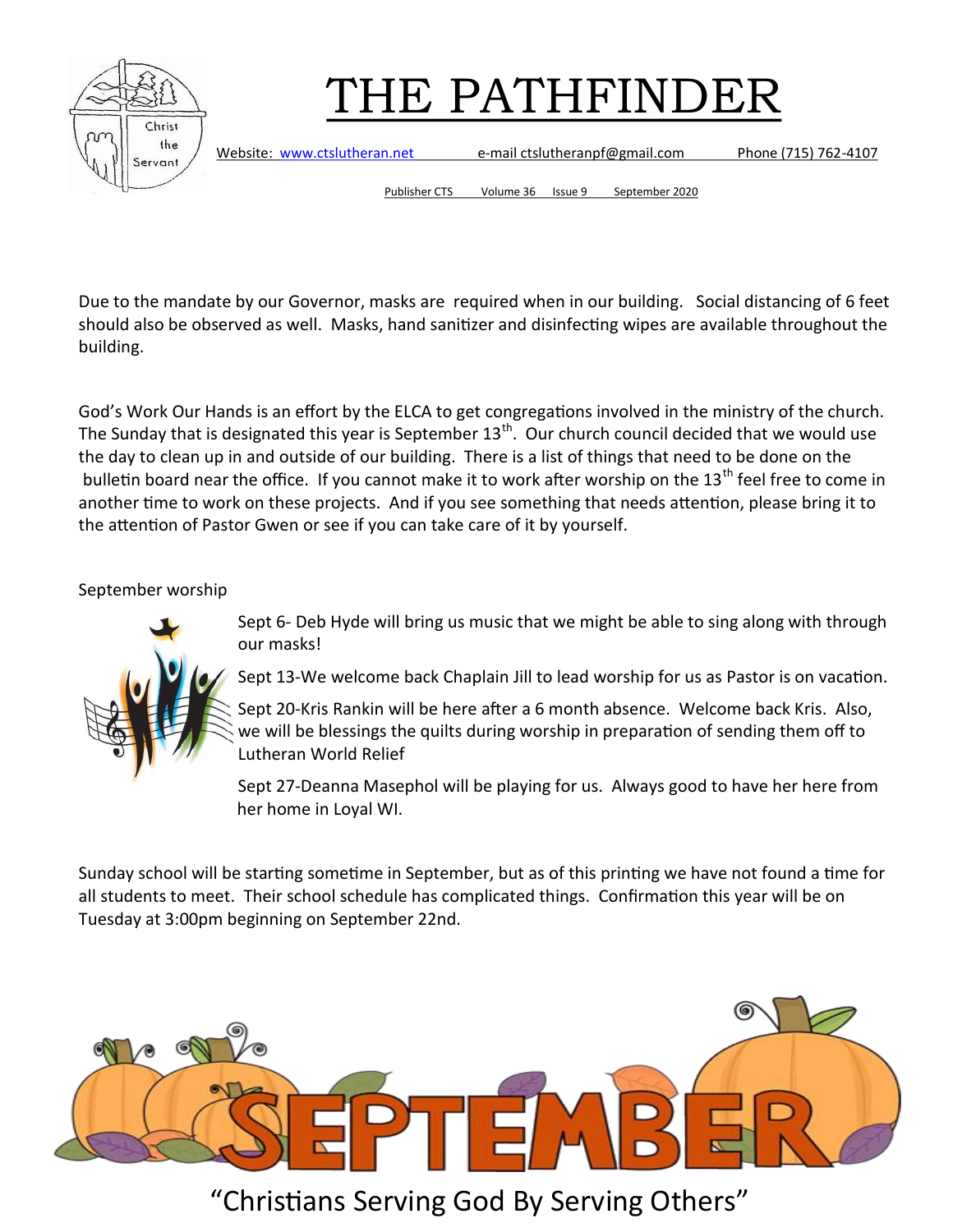Christ the Servant

# THE PATHFINDER

Website: www.ctslutheran.net e-mail ctslutheranpf@gmail.com Phone (715) 762-4107

Publisher CTS Volume 36 Issue 9 September 2020

Due to the mandate by our Governor, masks are required when in our building. Social distancing of 6 feet should also be observed as well. Masks, hand sanitizer and disinfecting wipes are available throughout the building.

God's Work Our Hands is an effort by the ELCA to get congregations involved in the ministry of the church. The Sunday that is designated this year is September 13th. Our church council decided that we would use the day to clean up in and outside of our building. There is a list of things that need to be done on the bulletin board near the office. If you cannot make it to work after worship on the 13th feel free to come in another time to work on these projects. And if you see something that needs attention, please bring it to the attention of Pastor Gwen or see if you can take care of it by yourself.

September worship

Sept 6- Deb Hyde will bring us music that we might be able to sing along with through our masks!

Sept 13-We welcome back Chaplain Jill to lead worship for us as Pastor is on vacation.

Sept 20-Kris Rankin will be here after a 6 month absence. Welcome back Kris. Also, we will be blessings the quilts during worship in preparation of sending them off to Lutheran World Relief

Sept 27-Deanna Masephol will be playing for us. Always good to have her here from her home in Loyal WI.

Sunday school will be starting sometime in September, but as of this printing we have not found a time for all students to meet. Their school schedule has complicated things. Confirmation this year will be on Tuesday at 3:00pm beginning on September 22nd.

SEPTEMBER

"Christians Serving God By Serving Others"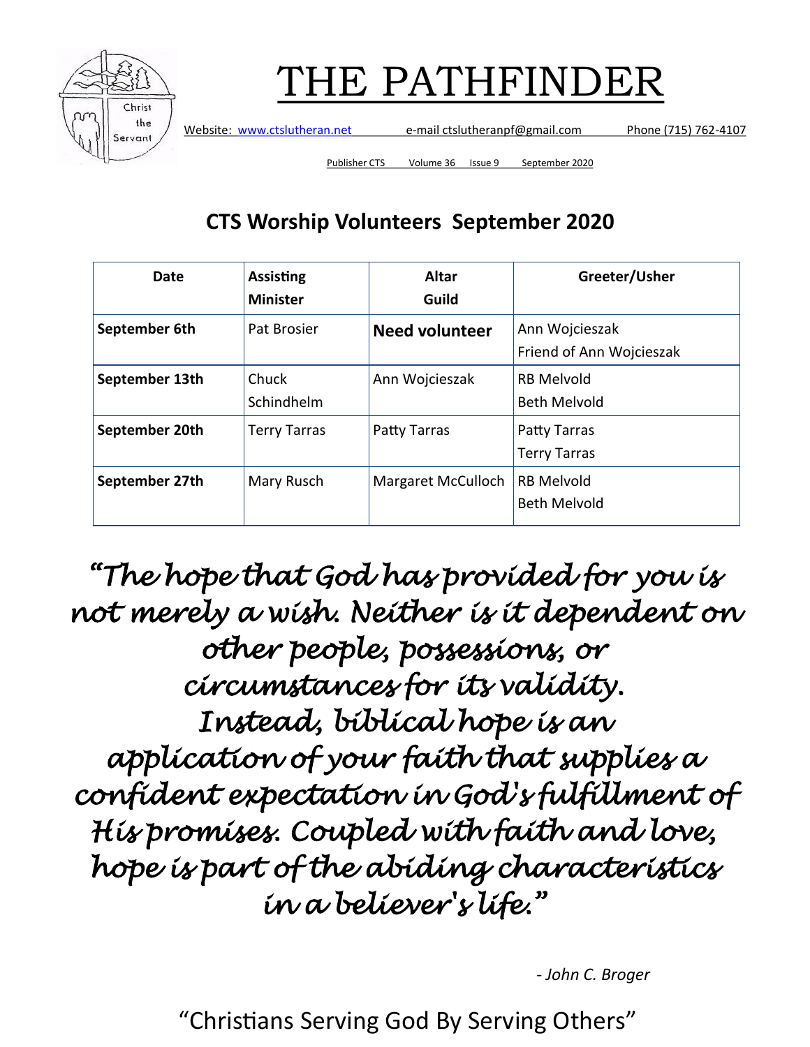// THE PATHFINDER

Website: www.ctslutheran.net e-mail ctslutheranpf@gmail.com Phone (715) 762-4107

Publisher CTS Volume 36 Issue 9 September 2020

## CTS Worship Volunteers September 2020

| Date | Assisting Minister | Altar Guild | Greeter/Usher |
|---|---|---|---|
| **September 6th** | Pat Brosier | **Need volunteer** | Ann Wojcieszak<br>Friend of Ann Wojcieszak |
| **September 13th** | Chuck Schindhelm | Ann Wojcieszak | RB Melvold<br>Beth Melvold |
| **September 20th** | Terry Tarras | Patty Tarras | Patty Tarras<br>Terry Tarras |
| **September 27th** | Mary Rusch | Margaret McCulloch | RB Melvold<br>Beth Melvold |

*"The hope that God has provided for you is not merely a wish. Neither is it dependent on other people, possessions, or circumstances for its validity. Instead, biblical hope is an application of your faith that supplies a confident expectation in God's fulfillment of His promises. Coupled with faith and love, hope is part of the abiding characteristics in a believer's life."*

*- John C. Broger*

"Christians Serving God By Serving Others"